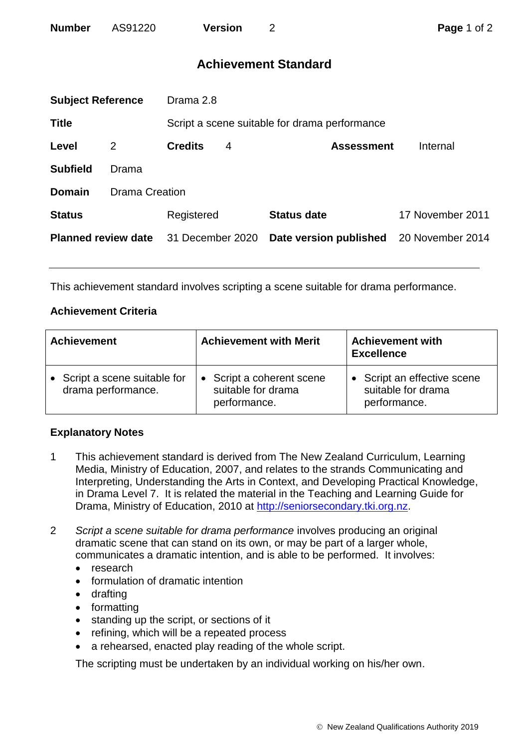**Number** AS91220 **Version** 2

# Achievement Standard

| | | | | | |
|---|---|---|---|---|---|
| **Subject Reference** | Drama 2.8 | | | | |
| **Title** | Script a scene suitable for drama performance | | | | |
| **Level** 2 | **Credits** 4 | | **Assessment** | Internal | |
| **Subfield** Drama | | | | | |
| **Domain** Drama Creation | | | | | |
| **Status** | Registered | **Status date** | 17 November 2011 | | |
| **Planned review date** | 31 December 2020 | **Date version published** | 20 November 2014 | | |

This achievement standard involves scripting a scene suitable for drama performance.

## Achievement Criteria

| Achievement | Achievement with Merit | Achievement with Excellence |
|---|---|---|
| • Script a scene suitable for drama performance. | • Script a coherent scene suitable for drama performance. | • Script an effective scene suitable for drama performance. |

## Explanatory Notes

1. This achievement standard is derived from The New Zealand Curriculum, Learning Media, Ministry of Education, 2007, and relates to the strands Communicating and Interpreting, Understanding the Arts in Context, and Developing Practical Knowledge, in Drama Level 7. It is related the material in the Teaching and Learning Guide for Drama, Ministry of Education, 2010 at http://seniorsecondary.tki.org.nz.

2. *Script a scene suitable for drama performance* involves producing an original dramatic scene that can stand on its own, or may be part of a larger whole, communicates a dramatic intention, and is able to be performed. It involves:
   - research
   - formulation of dramatic intention
   - drafting
   - formatting
   - standing up the script, or sections of it
   - refining, which will be a repeated process
   - a rehearsed, enacted play reading of the whole script.

   The scripting must be undertaken by an individual working on his/her own.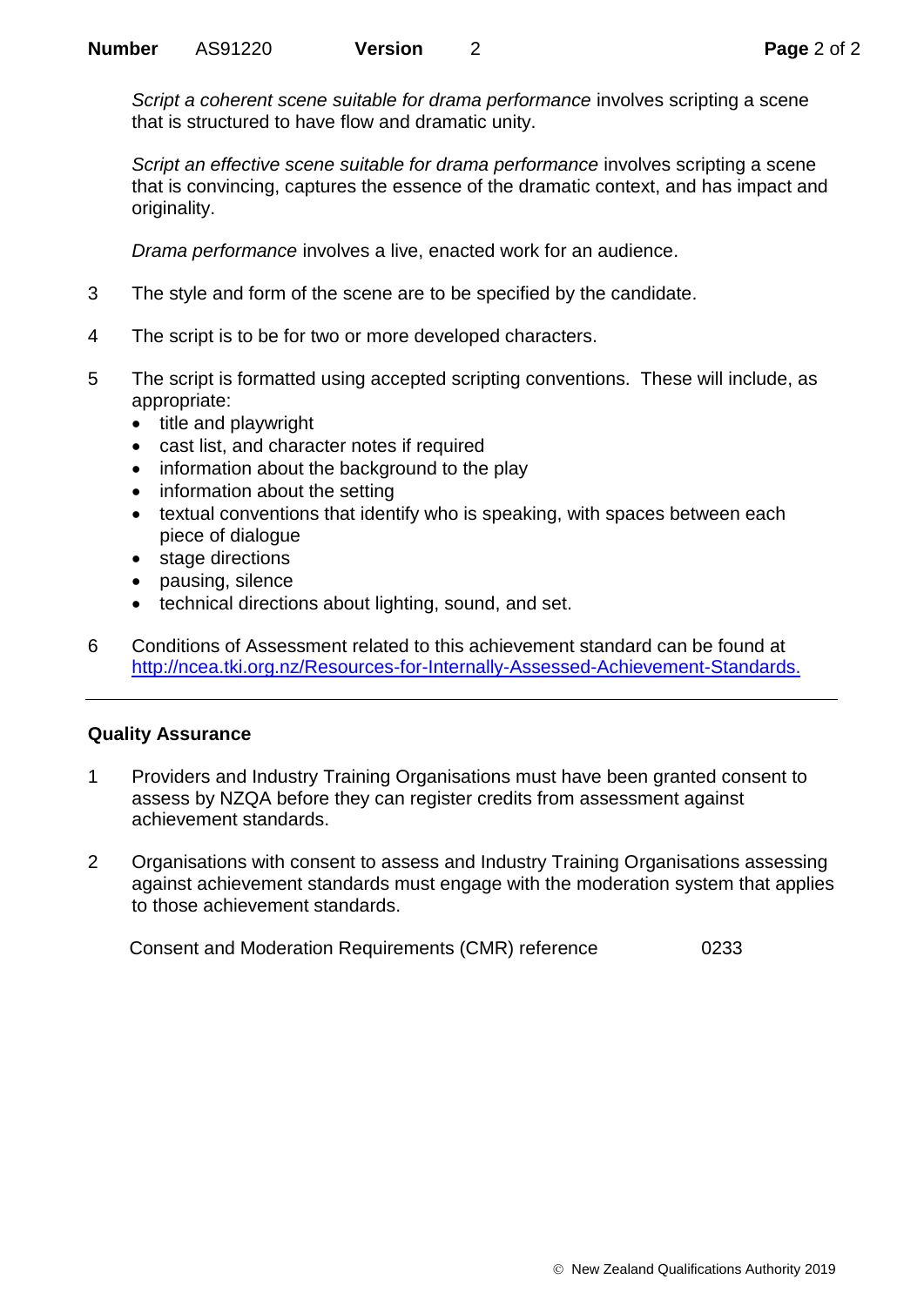*Script a coherent scene suitable for drama performance* involves scripting a scene that is structured to have flow and dramatic unity.

*Script an effective scene suitable for drama performance* involves scripting a scene that is convincing, captures the essence of the dramatic context, and has impact and originality.

*Drama performance* involves a live, enacted work for an audience.

3 The style and form of the scene are to be specified by the candidate.

4 The script is to be for two or more developed characters.

5 The script is formatted using accepted scripting conventions. These will include, as appropriate:
   - title and playwright
   - cast list, and character notes if required
   - information about the background to the play
   - information about the setting
   - textual conventions that identify who is speaking, with spaces between each piece of dialogue
   - stage directions
   - pausing, silence
   - technical directions about lighting, sound, and set.

6 Conditions of Assessment related to this achievement standard can be found at http://ncea.tki.org.nz/Resources-for-Internally-Assessed-Achievement-Standards.

---

## Quality Assurance

1 Providers and Industry Training Organisations must have been granted consent to assess by NZQA before they can register credits from assessment against achievement standards.

2 Organisations with consent to assess and Industry Training Organisations assessing against achievement standards must engage with the moderation system that applies to those achievement standards.

Consent and Moderation Requirements (CMR) reference 0233